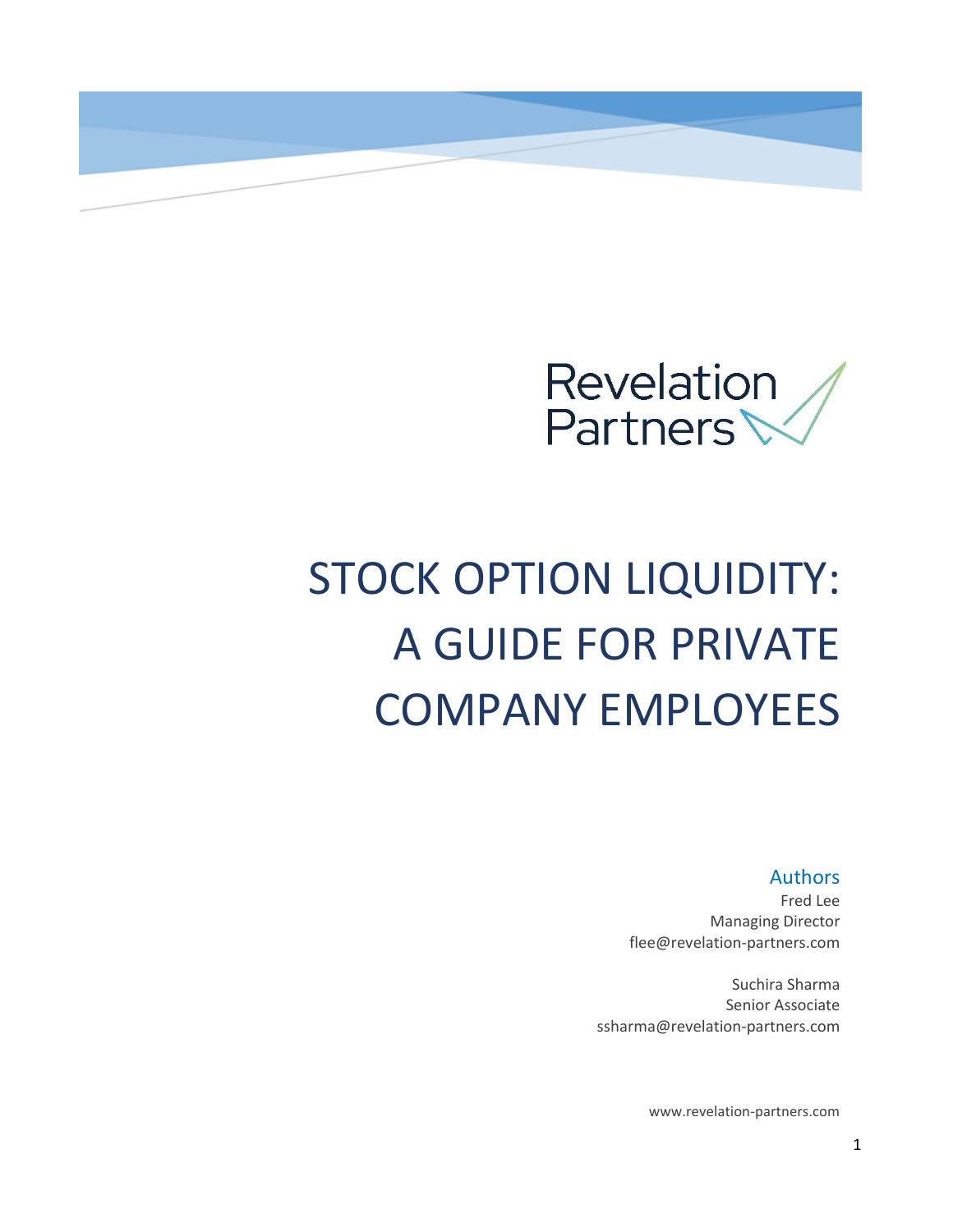Revelation Partners

# STOCK OPTION LIQUIDITY: A GUIDE FOR PRIVATE COMPANY EMPLOYEES

## Authors

Fred Lee
Managing Director
flee@revelation-partners.com

Suchira Sharma
Senior Associate
ssharma@revelation-partners.com

www.revelation-partners.com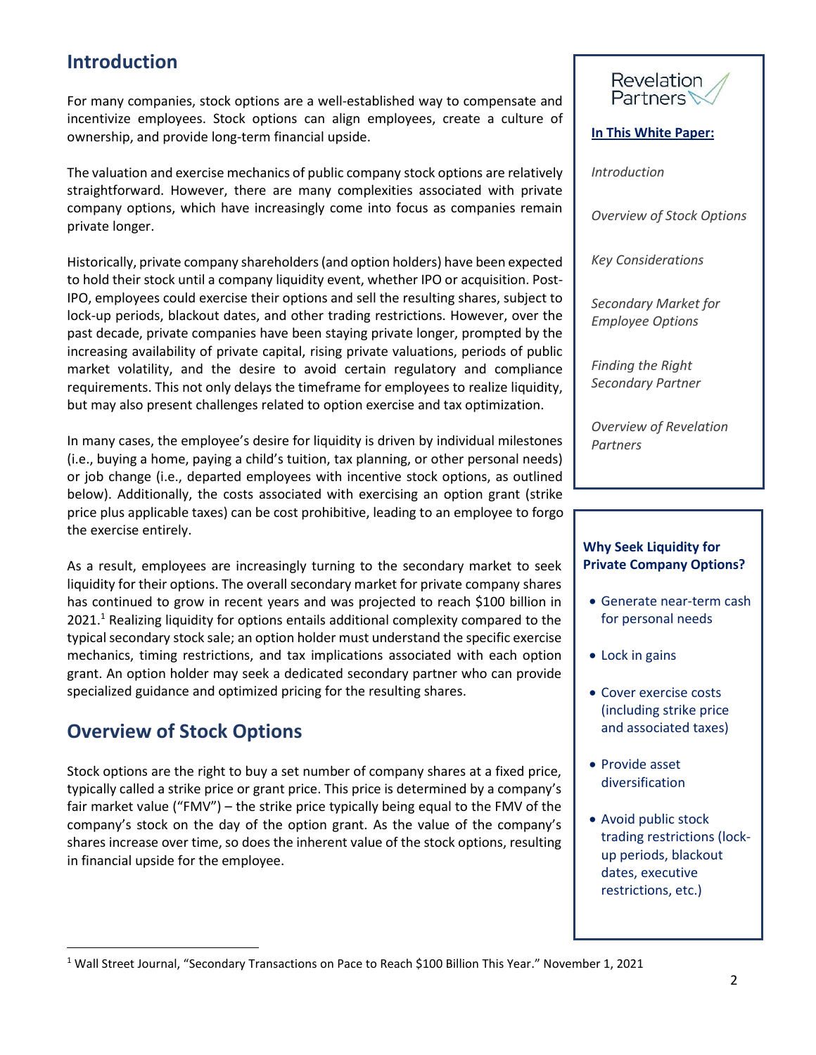## Introduction

For many companies, stock options are a well-established way to compensate and incentivize employees. Stock options can align employees, create a culture of ownership, and provide long-term financial upside.

The valuation and exercise mechanics of public company stock options are relatively straightforward. However, there are many complexities associated with private company options, which have increasingly come into focus as companies remain private longer.

Historically, private company shareholders (and option holders) have been expected to hold their stock until a company liquidity event, whether IPO or acquisition. Post-IPO, employees could exercise their options and sell the resulting shares, subject to lock-up periods, blackout dates, and other trading restrictions. However, over the past decade, private companies have been staying private longer, prompted by the increasing availability of private capital, rising private valuations, periods of public market volatility, and the desire to avoid certain regulatory and compliance requirements. This not only delays the timeframe for employees to realize liquidity, but may also present challenges related to option exercise and tax optimization.

In many cases, the employee's desire for liquidity is driven by individual milestones (i.e., buying a home, paying a child's tuition, tax planning, or other personal needs) or job change (i.e., departed employees with incentive stock options, as outlined below). Additionally, the costs associated with exercising an option grant (strike price plus applicable taxes) can be cost prohibitive, leading to an employee to forgo the exercise entirely.

As a result, employees are increasingly turning to the secondary market to seek liquidity for their options. The overall secondary market for private company shares has continued to grow in recent years and was projected to reach $100 billion in 2021.[1] Realizing liquidity for options entails additional complexity compared to the typical secondary stock sale; an option holder must understand the specific exercise mechanics, timing restrictions, and tax implications associated with each option grant. An option holder may seek a dedicated secondary partner who can provide specialized guidance and optimized pricing for the resulting shares.

## Overview of Stock Options

Stock options are the right to buy a set number of company shares at a fixed price, typically called a strike price or grant price. This price is determined by a company's fair market value ("FMV") – the strike price typically being equal to the FMV of the company's stock on the day of the option grant. As the value of the company's shares increase over time, so does the inherent value of the stock options, resulting in financial upside for the employee.

Revelation Partners

**In This White Paper:**

*Introduction*

*Overview of Stock Options*

*Key Considerations*

*Secondary Market for Employee Options*

*Finding the Right Secondary Partner*

*Overview of Revelation Partners*

**Why Seek Liquidity for Private Company Options?**

- Generate near-term cash for personal needs
- Lock in gains
- Cover exercise costs (including strike price and associated taxes)
- Provide asset diversification
- Avoid public stock trading restrictions (lock-up periods, blackout dates, executive restrictions, etc.)

[1] Wall Street Journal, "Secondary Transactions on Pace to Reach $100 Billion This Year." November 1, 2021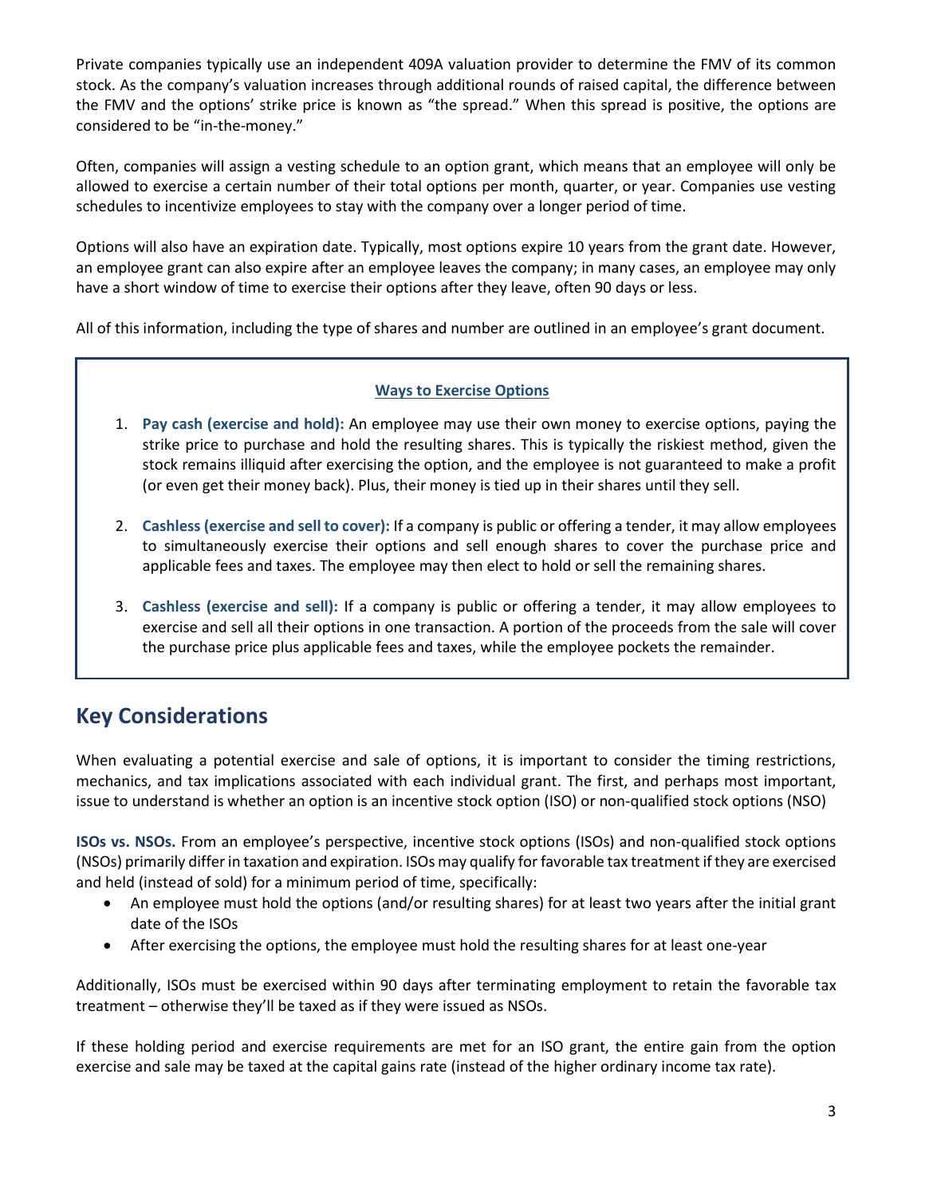Private companies typically use an independent 409A valuation provider to determine the FMV of its common stock. As the company's valuation increases through additional rounds of raised capital, the difference between the FMV and the options' strike price is known as "the spread." When this spread is positive, the options are considered to be "in-the-money."

Often, companies will assign a vesting schedule to an option grant, which means that an employee will only be allowed to exercise a certain number of their total options per month, quarter, or year. Companies use vesting schedules to incentivize employees to stay with the company over a longer period of time.

Options will also have an expiration date. Typically, most options expire 10 years from the grant date. However, an employee grant can also expire after an employee leaves the company; in many cases, an employee may only have a short window of time to exercise their options after they leave, often 90 days or less.

All of this information, including the type of shares and number are outlined in an employee's grant document.

**Ways to Exercise Options**

1. **Pay cash (exercise and hold):** An employee may use their own money to exercise options, paying the strike price to purchase and hold the resulting shares. This is typically the riskiest method, given the stock remains illiquid after exercising the option, and the employee is not guaranteed to make a profit (or even get their money back). Plus, their money is tied up in their shares until they sell.

2. **Cashless (exercise and sell to cover):** If a company is public or offering a tender, it may allow employees to simultaneously exercise their options and sell enough shares to cover the purchase price and applicable fees and taxes. The employee may then elect to hold or sell the remaining shares.

3. **Cashless (exercise and sell):** If a company is public or offering a tender, it may allow employees to exercise and sell all their options in one transaction. A portion of the proceeds from the sale will cover the purchase price plus applicable fees and taxes, while the employee pockets the remainder.

## Key Considerations

When evaluating a potential exercise and sale of options, it is important to consider the timing restrictions, mechanics, and tax implications associated with each individual grant. The first, and perhaps most important, issue to understand is whether an option is an incentive stock option (ISO) or non-qualified stock options (NSO)

**ISOs vs. NSOs.** From an employee's perspective, incentive stock options (ISOs) and non-qualified stock options (NSOs) primarily differ in taxation and expiration. ISOs may qualify for favorable tax treatment if they are exercised and held (instead of sold) for a minimum period of time, specifically:

- An employee must hold the options (and/or resulting shares) for at least two years after the initial grant date of the ISOs
- After exercising the options, the employee must hold the resulting shares for at least one-year

Additionally, ISOs must be exercised within 90 days after terminating employment to retain the favorable tax treatment – otherwise they'll be taxed as if they were issued as NSOs.

If these holding period and exercise requirements are met for an ISO grant, the entire gain from the option exercise and sale may be taxed at the capital gains rate (instead of the higher ordinary income tax rate).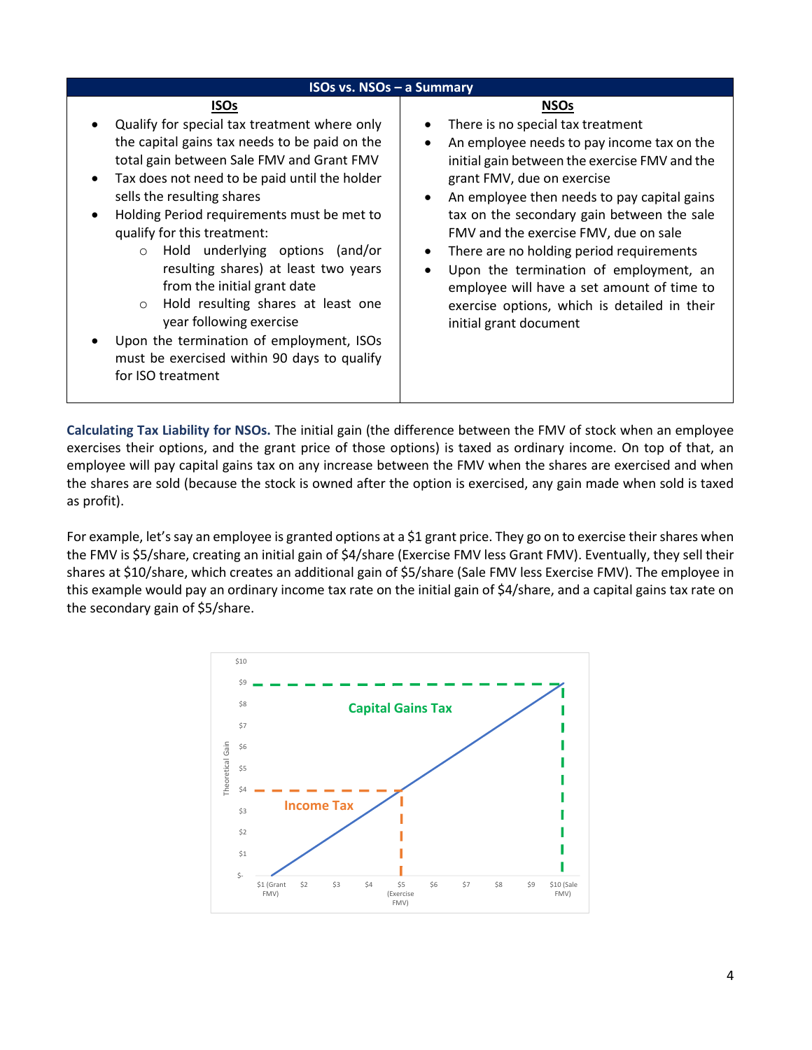| ISOs vs. NSOs – a Summary | |
|---|---|
| **ISOs** | **NSOs** |
| • Qualify for special tax treatment where only the capital gains tax needs to be paid on the total gain between Sale FMV and Grant FMV<br>• Tax does not need to be paid until the holder sells the resulting shares<br>• Holding Period requirements must be met to qualify for this treatment:<br>  ○ Hold underlying options (and/or resulting shares) at least two years from the initial grant date<br>  ○ Hold resulting shares at least one year following exercise<br>• Upon the termination of employment, ISOs must be exercised within 90 days to qualify for ISO treatment | • There is no special tax treatment<br>• An employee needs to pay income tax on the initial gain between the exercise FMV and the grant FMV, due on exercise<br>• An employee then needs to pay capital gains tax on the secondary gain between the sale FMV and the exercise FMV, due on sale<br>• There are no holding period requirements<br>• Upon the termination of employment, an employee will have a set amount of time to exercise options, which is detailed in their initial grant document |

**Calculating Tax Liability for NSOs.** The initial gain (the difference between the FMV of stock when an employee exercises their options, and the grant price of those options) is taxed as ordinary income. On top of that, an employee will pay capital gains tax on any increase between the FMV when the shares are exercised and when the shares are sold (because the stock is owned after the option is exercised, any gain made when sold is taxed as profit).

For example, let's say an employee is granted options at a $1 grant price. They go on to exercise their shares when the FMV is $5/share, creating an initial gain of $4/share (Exercise FMV less Grant FMV). Eventually, they sell their shares at $10/share, which creates an additional gain of $5/share (Sale FMV less Exercise FMV). The employee in this example would pay an ordinary income tax rate on the initial gain of $4/share, and a capital gains tax rate on the secondary gain of $5/share.

Chart: Theoretical Gain ($- to $10) vs. share price ($1 (Grant FMV), $2, $3, $4, $5 (Exercise FMV), $6, $7, $8, $9, $10 (Sale FMV)). Gain from $1 to $5 labeled "Income Tax" (up to $4); gain from $5 to $10 labeled "Capital Gains Tax" (up to $9).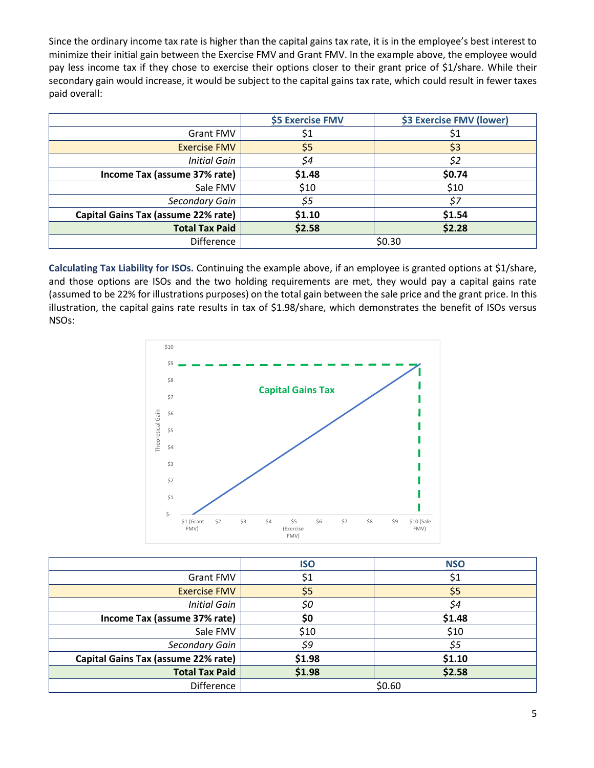Since the ordinary income tax rate is higher than the capital gains tax rate, it is in the employee's best interest to minimize their initial gain between the Exercise FMV and Grant FMV. In the example above, the employee would pay less income tax if they chose to exercise their options closer to their grant price of $1/share. While their secondary gain would increase, it would be subject to the capital gains tax rate, which could result in fewer taxes paid overall:

| | $5 Exercise FMV | $3 Exercise FMV (lower) |
|---:|:---:|:---:|
| Grant FMV | $1 | $1 |
| Exercise FMV | $5 | $3 |
| *Initial Gain* | *$4* | *$2* |
| **Income Tax (assume 37% rate)** | **$1.48** | **$0.74** |
| Sale FMV | $10 | $10 |
| *Secondary Gain* | *$5* | *$7* |
| **Capital Gains Tax (assume 22% rate)** | **$1.10** | **$1.54** |
| **Total Tax Paid** | **$2.58** | **$2.28** |
| Difference | $0.30 | |

**Calculating Tax Liability for ISOs.** Continuing the example above, if an employee is granted options at $1/share, and those options are ISOs and the two holding requirements are met, they would pay a capital gains rate (assumed to be 22% for illustrations purposes) on the total gain between the sale price and the grant price. In this illustration, the capital gains rate results in tax of $1.98/share, which demonstrates the benefit of ISOs versus NSOs:

| | ISO | NSO |
|---:|:---:|:---:|
| Grant FMV | $1 | $1 |
| Exercise FMV | $5 | $5 |
| *Initial Gain* | *$0* | *$4* |
| **Income Tax (assume 37% rate)** | **$0** | **$1.48** |
| Sale FMV | $10 | $10 |
| *Secondary Gain* | *$9* | *$5* |
| **Capital Gains Tax (assume 22% rate)** | **$1.98** | **$1.10** |
| **Total Tax Paid** | **$1.98** | **$2.58** |
| Difference | $0.60 | |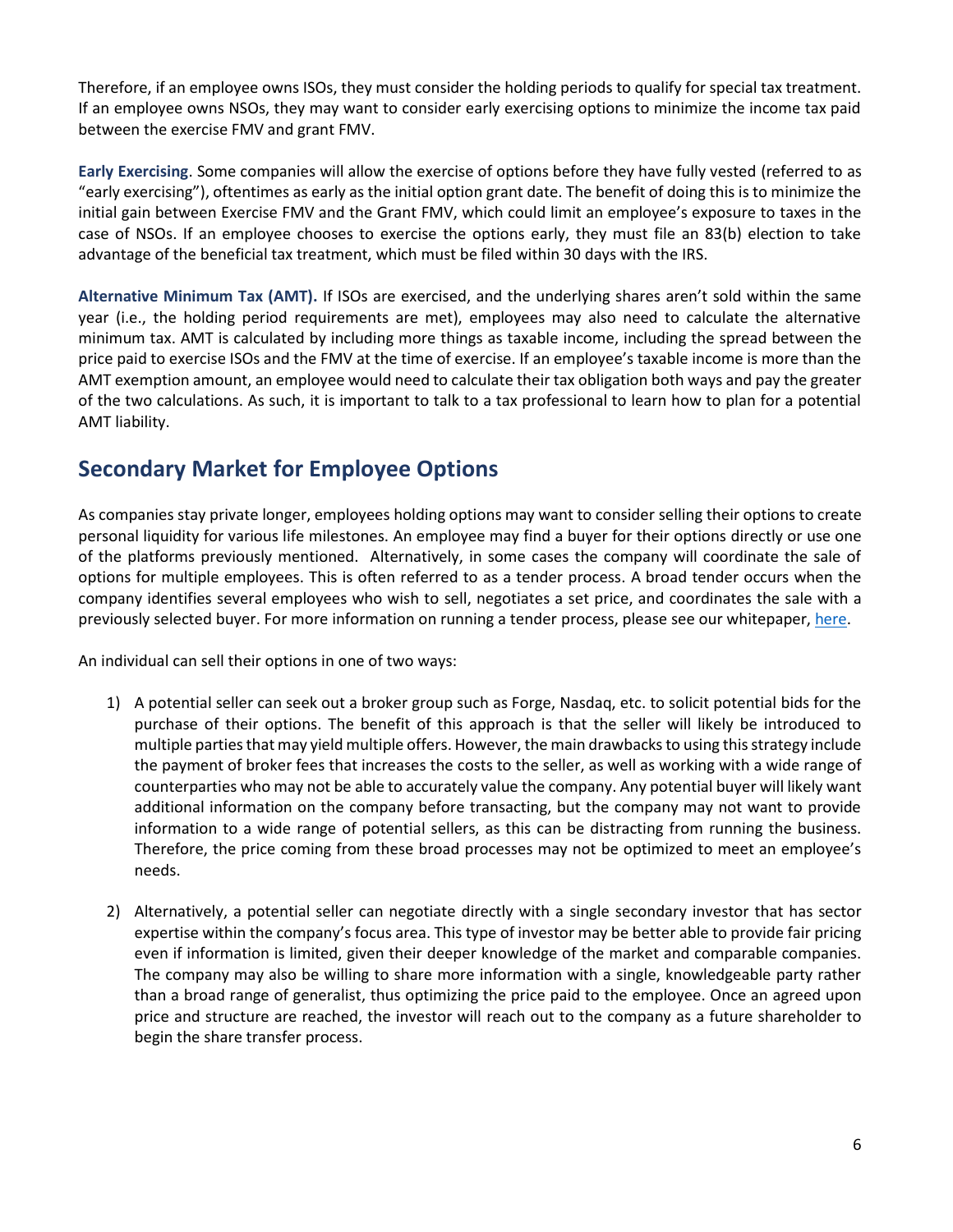Therefore, if an employee owns ISOs, they must consider the holding periods to qualify for special tax treatment. If an employee owns NSOs, they may want to consider early exercising options to minimize the income tax paid between the exercise FMV and grant FMV.

**Early Exercising**. Some companies will allow the exercise of options before they have fully vested (referred to as "early exercising"), oftentimes as early as the initial option grant date. The benefit of doing this is to minimize the initial gain between Exercise FMV and the Grant FMV, which could limit an employee's exposure to taxes in the case of NSOs. If an employee chooses to exercise the options early, they must file an 83(b) election to take advantage of the beneficial tax treatment, which must be filed within 30 days with the IRS.

**Alternative Minimum Tax (AMT).** If ISOs are exercised, and the underlying shares aren't sold within the same year (i.e., the holding period requirements are met), employees may also need to calculate the alternative minimum tax. AMT is calculated by including more things as taxable income, including the spread between the price paid to exercise ISOs and the FMV at the time of exercise. If an employee's taxable income is more than the AMT exemption amount, an employee would need to calculate their tax obligation both ways and pay the greater of the two calculations. As such, it is important to talk to a tax professional to learn how to plan for a potential AMT liability.

## Secondary Market for Employee Options

As companies stay private longer, employees holding options may want to consider selling their options to create personal liquidity for various life milestones. An employee may find a buyer for their options directly or use one of the platforms previously mentioned. Alternatively, in some cases the company will coordinate the sale of options for multiple employees. This is often referred to as a tender process. A broad tender occurs when the company identifies several employees who wish to sell, negotiates a set price, and coordinates the sale with a previously selected buyer. For more information on running a tender process, please see our whitepaper, here.

An individual can sell their options in one of two ways:

1) A potential seller can seek out a broker group such as Forge, Nasdaq, etc. to solicit potential bids for the purchase of their options. The benefit of this approach is that the seller will likely be introduced to multiple parties that may yield multiple offers. However, the main drawbacks to using this strategy include the payment of broker fees that increases the costs to the seller, as well as working with a wide range of counterparties who may not be able to accurately value the company. Any potential buyer will likely want additional information on the company before transacting, but the company may not want to provide information to a wide range of potential sellers, as this can be distracting from running the business. Therefore, the price coming from these broad processes may not be optimized to meet an employee's needs.

2) Alternatively, a potential seller can negotiate directly with a single secondary investor that has sector expertise within the company's focus area. This type of investor may be better able to provide fair pricing even if information is limited, given their deeper knowledge of the market and comparable companies. The company may also be willing to share more information with a single, knowledgeable party rather than a broad range of generalist, thus optimizing the price paid to the employee. Once an agreed upon price and structure are reached, the investor will reach out to the company as a future shareholder to begin the share transfer process.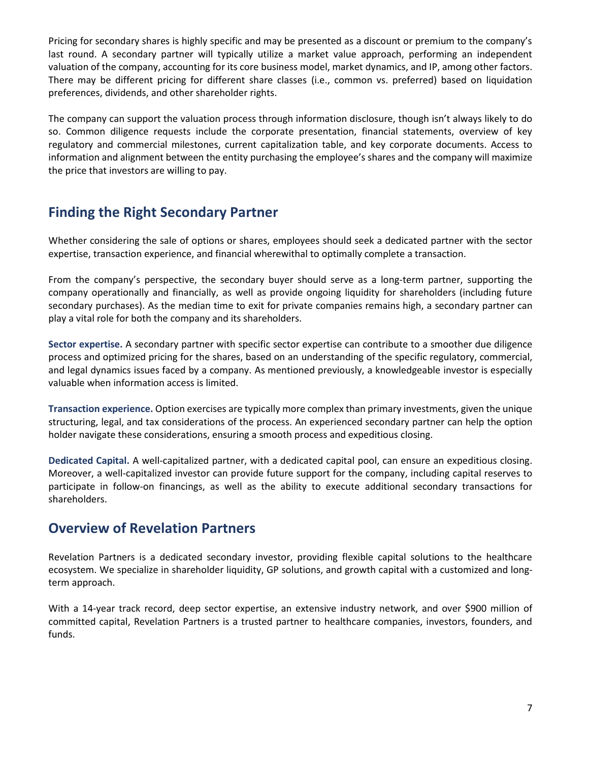Pricing for secondary shares is highly specific and may be presented as a discount or premium to the company's last round. A secondary partner will typically utilize a market value approach, performing an independent valuation of the company, accounting for its core business model, market dynamics, and IP, among other factors. There may be different pricing for different share classes (i.e., common vs. preferred) based on liquidation preferences, dividends, and other shareholder rights.

The company can support the valuation process through information disclosure, though isn't always likely to do so. Common diligence requests include the corporate presentation, financial statements, overview of key regulatory and commercial milestones, current capitalization table, and key corporate documents. Access to information and alignment between the entity purchasing the employee's shares and the company will maximize the price that investors are willing to pay.

## Finding the Right Secondary Partner

Whether considering the sale of options or shares, employees should seek a dedicated partner with the sector expertise, transaction experience, and financial wherewithal to optimally complete a transaction.

From the company's perspective, the secondary buyer should serve as a long-term partner, supporting the company operationally and financially, as well as provide ongoing liquidity for shareholders (including future secondary purchases). As the median time to exit for private companies remains high, a secondary partner can play a vital role for both the company and its shareholders.

**Sector expertise.** A secondary partner with specific sector expertise can contribute to a smoother due diligence process and optimized pricing for the shares, based on an understanding of the specific regulatory, commercial, and legal dynamics issues faced by a company. As mentioned previously, a knowledgeable investor is especially valuable when information access is limited.

**Transaction experience.** Option exercises are typically more complex than primary investments, given the unique structuring, legal, and tax considerations of the process. An experienced secondary partner can help the option holder navigate these considerations, ensuring a smooth process and expeditious closing.

**Dedicated Capital.** A well-capitalized partner, with a dedicated capital pool, can ensure an expeditious closing. Moreover, a well-capitalized investor can provide future support for the company, including capital reserves to participate in follow-on financings, as well as the ability to execute additional secondary transactions for shareholders.

## Overview of Revelation Partners

Revelation Partners is a dedicated secondary investor, providing flexible capital solutions to the healthcare ecosystem. We specialize in shareholder liquidity, GP solutions, and growth capital with a customized and long-term approach.

With a 14-year track record, deep sector expertise, an extensive industry network, and over $900 million of committed capital, Revelation Partners is a trusted partner to healthcare companies, investors, founders, and funds.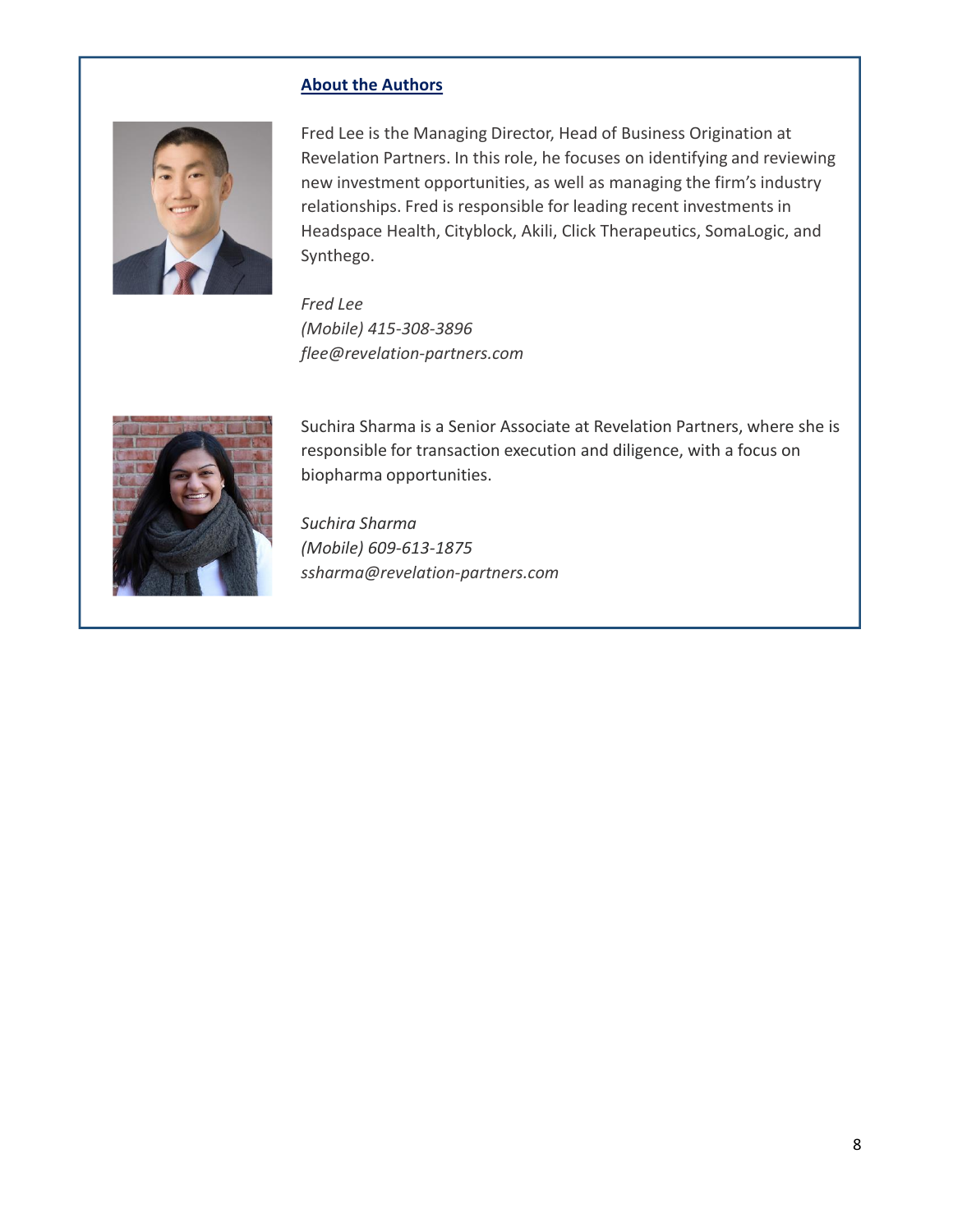## About the Authors

Fred Lee is the Managing Director, Head of Business Origination at Revelation Partners. In this role, he focuses on identifying and reviewing new investment opportunities, as well as managing the firm's industry relationships. Fred is responsible for leading recent investments in Headspace Health, Cityblock, Akili, Click Therapeutics, SomaLogic, and Synthego.

*Fred Lee*
*(Mobile) 415-308-3896*
*flee@revelation-partners.com*

Suchira Sharma is a Senior Associate at Revelation Partners, where she is responsible for transaction execution and diligence, with a focus on biopharma opportunities.

*Suchira Sharma*
*(Mobile) 609-613-1875*
*ssharma@revelation-partners.com*